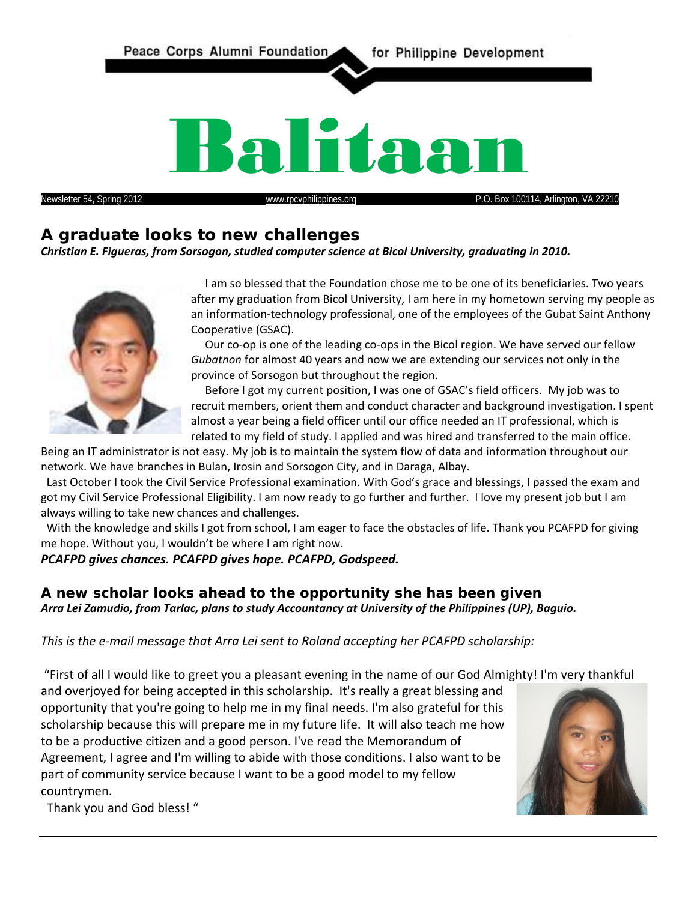Peace Corps Alumni Foundation for Philippine Development

# Balitaan

Newsletter 54, Spring 2012 www.rpcvphilippines.org P.O. Box 100114, Arlington, VA 22210

## A graduate looks to new challenges

***Christian E. Figueras, from Sorsogon, studied computer science at Bicol University, graduating in 2010.***

I am so blessed that the Foundation chose me to be one of its beneficiaries. Two years after my graduation from Bicol University, I am here in my hometown serving my people as an information-technology professional, one of the employees of the Gubat Saint Anthony Cooperative (GSAC).

Our co-op is one of the leading co-ops in the Bicol region. We have served our fellow *Gubatnon* for almost 40 years and now we are extending our services not only in the province of Sorsogon but throughout the region.

Before I got my current position, I was one of GSAC's field officers. My job was to recruit members, orient them and conduct character and background investigation. I spent almost a year being a field officer until our office needed an IT professional, which is related to my field of study. I applied and was hired and transferred to the main office. Being an IT administrator is not easy. My job is to maintain the system flow of data and information throughout our network. We have branches in Bulan, Irosin and Sorsogon City, and in Daraga, Albay.

Last October I took the Civil Service Professional examination. With God's grace and blessings, I passed the exam and got my Civil Service Professional Eligibility. I am now ready to go further and further. I love my present job but I am always willing to take new chances and challenges.

With the knowledge and skills I got from school, I am eager to face the obstacles of life. Thank you PCAFPD for giving me hope. Without you, I wouldn't be where I am right now.

***PCAFPD gives chances. PCAFPD gives hope. PCAFPD, Godspeed.***

## A new scholar looks ahead to the opportunity she has been given

***Arra Lei Zamudio, from Tarlac, plans to study Accountancy at University of the Philippines (UP), Baguio.***

*This is the e-mail message that Arra Lei sent to Roland accepting her PCAFPD scholarship:*

"First of all I would like to greet you a pleasant evening in the name of our God Almighty! I'm very thankful and overjoyed for being accepted in this scholarship. It's really a great blessing and opportunity that you're going to help me in my final needs. I'm also grateful for this scholarship because this will prepare me in my future life. It will also teach me how to be a productive citizen and a good person. I've read the Memorandum of Agreement, I agree and I'm willing to abide with those conditions. I also want to be part of community service because I want to be a good model to my fellow countrymen.

Thank you and God bless! "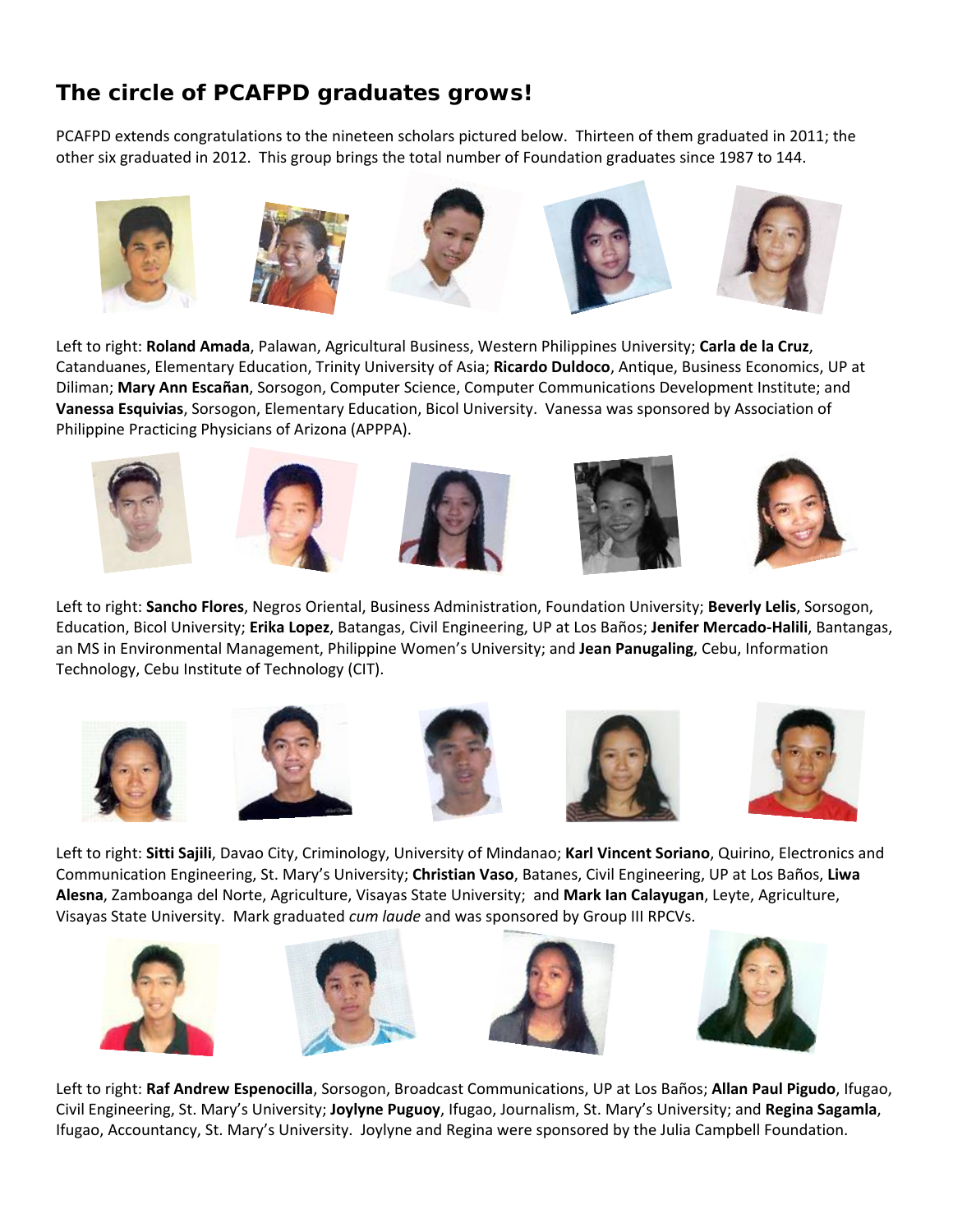## The circle of PCAFPD graduates grows!

PCAFPD extends congratulations to the nineteen scholars pictured below. Thirteen of them graduated in 2011; the other six graduated in 2012. This group brings the total number of Foundation graduates since 1987 to 144.

Left to right: **Roland Amada**, Palawan, Agricultural Business, Western Philippines University; **Carla de la Cruz**, Catanduanes, Elementary Education, Trinity University of Asia; **Ricardo Duldoco**, Antique, Business Economics, UP at Diliman; **Mary Ann Escañan**, Sorsogon, Computer Science, Computer Communications Development Institute; and **Vanessa Esquivias**, Sorsogon, Elementary Education, Bicol University. Vanessa was sponsored by Association of Philippine Practicing Physicians of Arizona (APPPA).

Left to right: **Sancho Flores**, Negros Oriental, Business Administration, Foundation University; **Beverly Lelis**, Sorsogon, Education, Bicol University; **Erika Lopez**, Batangas, Civil Engineering, UP at Los Baños; **Jenifer Mercado-Halili**, Bantangas, an MS in Environmental Management, Philippine Women's University; and **Jean Panugaling**, Cebu, Information Technology, Cebu Institute of Technology (CIT).

Left to right: **Sitti Sajili**, Davao City, Criminology, University of Mindanao; **Karl Vincent Soriano**, Quirino, Electronics and Communication Engineering, St. Mary's University; **Christian Vaso**, Batanes, Civil Engineering, UP at Los Baños, **Liwa Alesna**, Zamboanga del Norte, Agriculture, Visayas State University; and **Mark Ian Calayugan**, Leyte, Agriculture, Visayas State University. Mark graduated *cum laude* and was sponsored by Group III RPCVs.

Left to right: **Raf Andrew Espenocilla**, Sorsogon, Broadcast Communications, UP at Los Baños; **Allan Paul Pigudo**, Ifugao, Civil Engineering, St. Mary's University; **Joylyne Puguoy**, Ifugao, Journalism, St. Mary's University; and **Regina Sagamla**, Ifugao, Accountancy, St. Mary's University. Joylyne and Regina were sponsored by the Julia Campbell Foundation.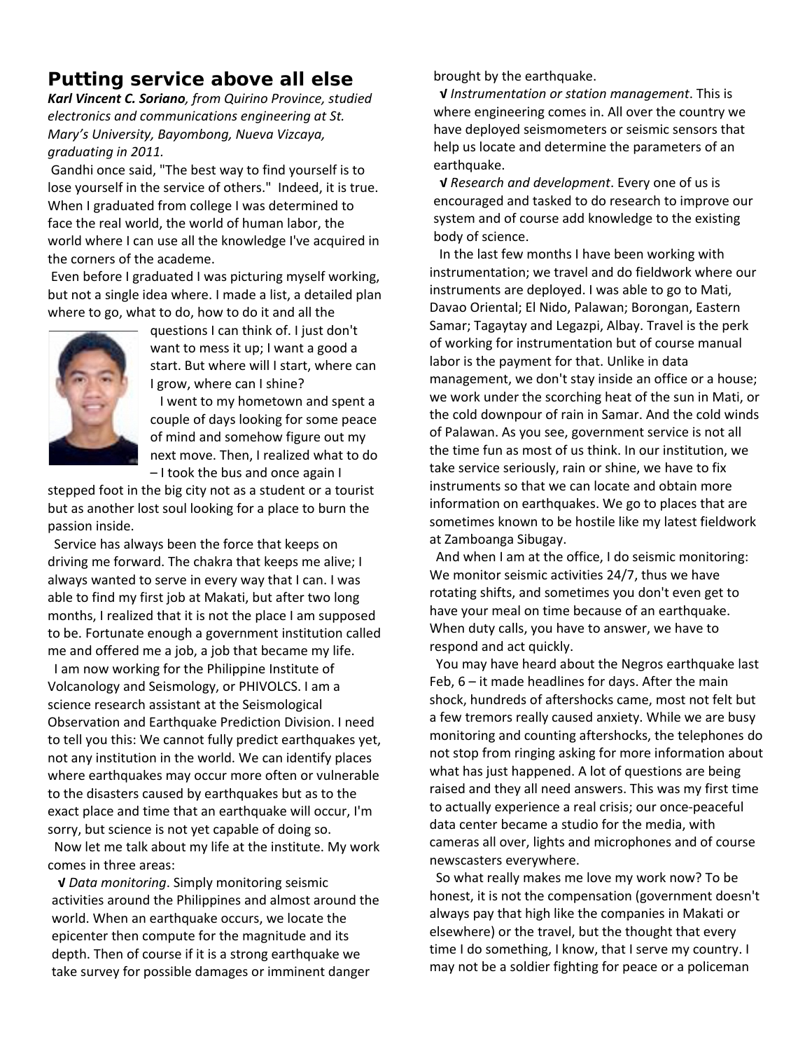## Putting service above all else

***Karl Vincent C. Soriano**, from Quirino Province, studied electronics and communications engineering at St. Mary's University, Bayombong, Nueva Vizcaya, graduating in 2011.*

Gandhi once said, "The best way to find yourself is to lose yourself in the service of others." Indeed, it is true. When I graduated from college I was determined to face the real world, the world of human labor, the world where I can use all the knowledge I've acquired in the corners of the academe.

Even before I graduated I was picturing myself working, but not a single idea where. I made a list, a detailed plan where to go, what to do, how to do it and all the questions I can think of. I just don't want to mess it up; I want a good a start. But where will I start, where can I grow, where can I shine?

I went to my hometown and spent a couple of days looking for some peace of mind and somehow figure out my next move. Then, I realized what to do – I took the bus and once again I stepped foot in the big city not as a student or a tourist but as another lost soul looking for a place to burn the passion inside.

Service has always been the force that keeps on driving me forward. The chakra that keeps me alive; I always wanted to serve in every way that I can. I was able to find my first job at Makati, but after two long months, I realized that it is not the place I am supposed to be. Fortunate enough a government institution called me and offered me a job, a job that became my life.

I am now working for the Philippine Institute of Volcanology and Seismology, or PHIVOLCS. I am a science research assistant at the Seismological Observation and Earthquake Prediction Division. I need to tell you this: We cannot fully predict earthquakes yet, not any institution in the world. We can identify places where earthquakes may occur more often or vulnerable to the disasters caused by earthquakes but as to the exact place and time that an earthquake will occur, I'm sorry, but science is not yet capable of doing so.

Now let me talk about my life at the institute. My work comes in three areas:

- √ *Data monitoring*. Simply monitoring seismic activities around the Philippines and almost around the world. When an earthquake occurs, we locate the epicenter then compute for the magnitude and its depth. Then of course if it is a strong earthquake we take survey for possible damages or imminent danger brought by the earthquake.
- √ *Instrumentation or station management*. This is where engineering comes in. All over the country we have deployed seismometers or seismic sensors that help us locate and determine the parameters of an earthquake.
- √ *Research and development*. Every one of us is encouraged and tasked to do research to improve our system and of course add knowledge to the existing body of science.

In the last few months I have been working with instrumentation; we travel and do fieldwork where our instruments are deployed. I was able to go to Mati, Davao Oriental; El Nido, Palawan; Borongan, Eastern Samar; Tagaytay and Legazpi, Albay. Travel is the perk of working for instrumentation but of course manual labor is the payment for that. Unlike in data management, we don't stay inside an office or a house; we work under the scorching heat of the sun in Mati, or the cold downpour of rain in Samar. And the cold winds of Palawan. As you see, government service is not all the time fun as most of us think. In our institution, we take service seriously, rain or shine, we have to fix instruments so that we can locate and obtain more information on earthquakes. We go to places that are sometimes known to be hostile like my latest fieldwork at Zamboanga Sibugay.

And when I am at the office, I do seismic monitoring: We monitor seismic activities 24/7, thus we have rotating shifts, and sometimes you don't even get to have your meal on time because of an earthquake. When duty calls, you have to answer, we have to respond and act quickly.

You may have heard about the Negros earthquake last Feb, 6 – it made headlines for days. After the main shock, hundreds of aftershocks came, most not felt but a few tremors really caused anxiety. While we are busy monitoring and counting aftershocks, the telephones do not stop from ringing asking for more information about what has just happened. A lot of questions are being raised and they all need answers. This was my first time to actually experience a real crisis; our once-peaceful data center became a studio for the media, with cameras all over, lights and microphones and of course newscasters everywhere.

So what really makes me love my work now? To be honest, it is not the compensation (government doesn't always pay that high like the companies in Makati or elsewhere) or the travel, but the thought that every time I do something, I know, that I serve my country. I may not be a soldier fighting for peace or a policeman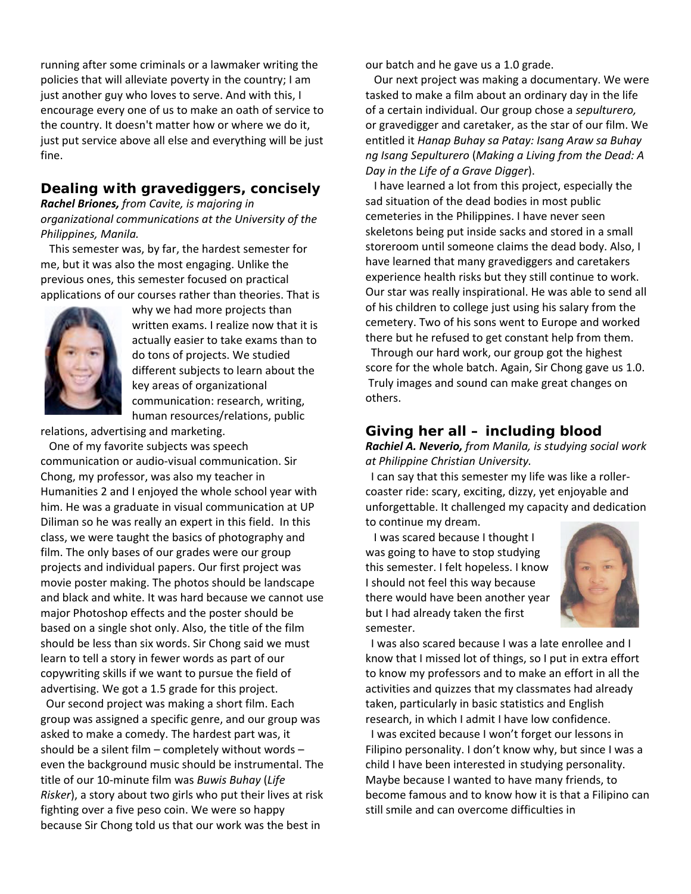running after some criminals or a lawmaker writing the policies that will alleviate poverty in the country; I am just another guy who loves to serve. And with this, I encourage every one of us to make an oath of service to the country. It doesn't matter how or where we do it, just put service above all else and everything will be just fine.

## Dealing with gravediggers, concisely

***Rachel Briones,*** *from Cavite, is majoring in organizational communications at the University of the Philippines, Manila.*

This semester was, by far, the hardest semester for me, but it was also the most engaging. Unlike the previous ones, this semester focused on practical applications of our courses rather than theories. That is why we had more projects than written exams. I realize now that it is actually easier to take exams than to do tons of projects. We studied different subjects to learn about the key areas of organizational communication: research, writing, human resources/relations, public relations, advertising and marketing.

One of my favorite subjects was speech communication or audio-visual communication. Sir Chong, my professor, was also my teacher in Humanities 2 and I enjoyed the whole school year with him. He was a graduate in visual communication at UP Diliman so he was really an expert in this field. In this class, we were taught the basics of photography and film. The only bases of our grades were our group projects and individual papers. Our first project was movie poster making. The photos should be landscape and black and white. It was hard because we cannot use major Photoshop effects and the poster should be based on a single shot only. Also, the title of the film should be less than six words. Sir Chong said we must learn to tell a story in fewer words as part of our copywriting skills if we want to pursue the field of advertising. We got a 1.5 grade for this project.

Our second project was making a short film. Each group was assigned a specific genre, and our group was asked to make a comedy. The hardest part was, it should be a silent film – completely without words – even the background music should be instrumental. The title of our 10-minute film was *Buwis Buhay* (*Life Risker*), a story about two girls who put their lives at risk fighting over a five peso coin. We were so happy because Sir Chong told us that our work was the best in our batch and he gave us a 1.0 grade.

Our next project was making a documentary. We were tasked to make a film about an ordinary day in the life of a certain individual. Our group chose a *sepulturero,* or gravedigger and caretaker, as the star of our film. We entitled it *Hanap Buhay sa Patay: Isang Araw sa Buhay ng Isang Sepulturero* (*Making a Living from the Dead: A Day in the Life of a Grave Digger*).

I have learned a lot from this project, especially the sad situation of the dead bodies in most public cemeteries in the Philippines. I have never seen skeletons being put inside sacks and stored in a small storeroom until someone claims the dead body. Also, I have learned that many gravediggers and caretakers experience health risks but they still continue to work. Our star was really inspirational. He was able to send all of his children to college just using his salary from the cemetery. Two of his sons went to Europe and worked there but he refused to get constant help from them.

Through our hard work, our group got the highest score for the whole batch. Again, Sir Chong gave us 1.0. Truly images and sound can make great changes on others.

## Giving her all – including blood

***Rachiel A. Neverio,*** *from Manila, is studying social work at Philippine Christian University.*

I can say that this semester my life was like a roller-coaster ride: scary, exciting, dizzy, yet enjoyable and unforgettable. It challenged my capacity and dedication to continue my dream.

I was scared because I thought I was going to have to stop studying this semester. I felt hopeless. I know I should not feel this way because there would have been another year but I had already taken the first semester.

I was also scared because I was a late enrollee and I know that I missed lot of things, so I put in extra effort to know my professors and to make an effort in all the activities and quizzes that my classmates had already taken, particularly in basic statistics and English research, in which I admit I have low confidence.

I was excited because I won't forget our lessons in Filipino personality. I don't know why, but since I was a child I have been interested in studying personality. Maybe because I wanted to have many friends, to become famous and to know how it is that a Filipino can still smile and can overcome difficulties in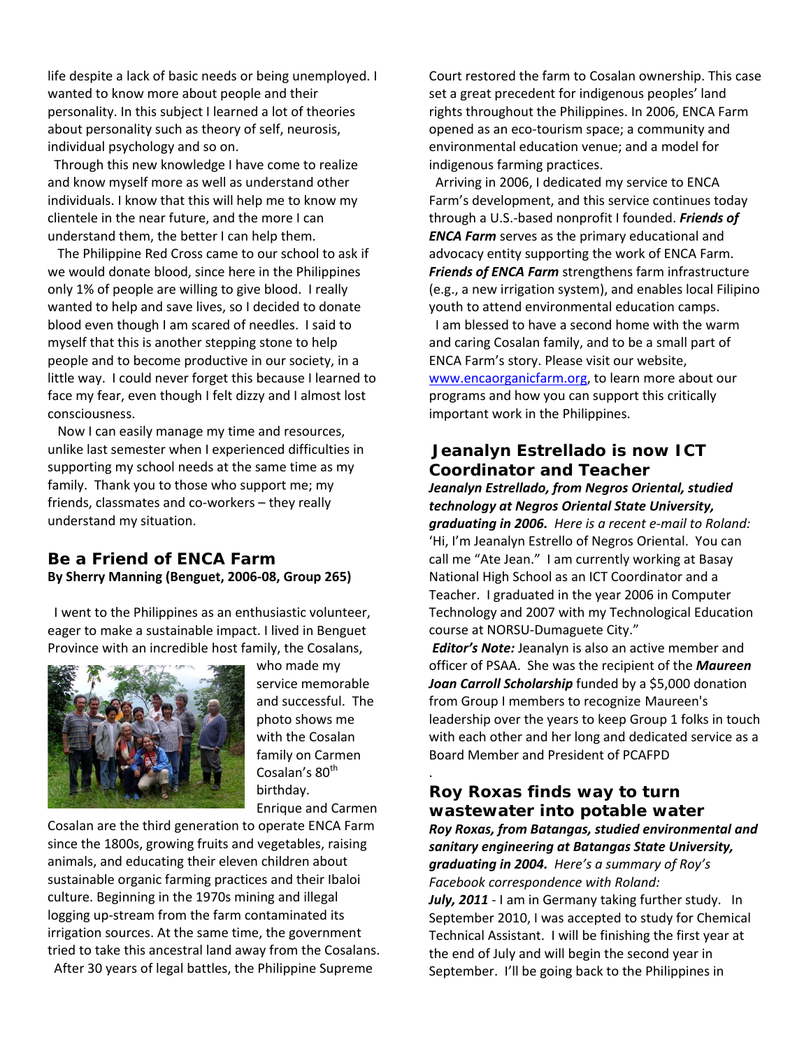life despite a lack of basic needs or being unemployed. I wanted to know more about people and their personality. In this subject I learned a lot of theories about personality such as theory of self, neurosis, individual psychology and so on.

Through this new knowledge I have come to realize and know myself more as well as understand other individuals. I know that this will help me to know my clientele in the near future, and the more I can understand them, the better I can help them.

The Philippine Red Cross came to our school to ask if we would donate blood, since here in the Philippines only 1% of people are willing to give blood. I really wanted to help and save lives, so I decided to donate blood even though I am scared of needles. I said to myself that this is another stepping stone to help people and to become productive in our society, in a little way. I could never forget this because I learned to face my fear, even though I felt dizzy and I almost lost consciousness.

Now I can easily manage my time and resources, unlike last semester when I experienced difficulties in supporting my school needs at the same time as my family. Thank you to those who support me; my friends, classmates and co-workers – they really understand my situation.

## Be a Friend of ENCA Farm

**By Sherry Manning (Benguet, 2006-08, Group 265)**

I went to the Philippines as an enthusiastic volunteer, eager to make a sustainable impact. I lived in Benguet Province with an incredible host family, the Cosalans, who made my service memorable and successful. The photo shows me with the Cosalan family on Carmen Cosalan's 80th birthday.

Enrique and Carmen Cosalan are the third generation to operate ENCA Farm since the 1800s, growing fruits and vegetables, raising animals, and educating their eleven children about sustainable organic farming practices and their Ibaloi culture. Beginning in the 1970s mining and illegal logging up-stream from the farm contaminated its irrigation sources. At the same time, the government tried to take this ancestral land away from the Cosalans.

After 30 years of legal battles, the Philippine Supreme Court restored the farm to Cosalan ownership. This case set a great precedent for indigenous peoples' land rights throughout the Philippines. In 2006, ENCA Farm opened as an eco-tourism space; a community and environmental education venue; and a model for indigenous farming practices.

Arriving in 2006, I dedicated my service to ENCA Farm's development, and this service continues today through a U.S.-based nonprofit I founded. ***Friends of ENCA Farm*** serves as the primary educational and advocacy entity supporting the work of ENCA Farm. ***Friends of ENCA Farm*** strengthens farm infrastructure (e.g., a new irrigation system), and enables local Filipino youth to attend environmental education camps.

I am blessed to have a second home with the warm and caring Cosalan family, and to be a small part of ENCA Farm's story. Please visit our website, www.encaorganicfarm.org, to learn more about our programs and how you can support this critically important work in the Philippines.

## Jeanalyn Estrellado is now ICT Coordinator and Teacher

***Jeanalyn Estrellado, from Negros Oriental, studied technology at Negros Oriental State University, graduating in 2006.*** *Here is a recent e-mail to Roland:*

'Hi, I'm Jeanalyn Estrello of Negros Oriental. You can call me "Ate Jean." I am currently working at Basay National High School as an ICT Coordinator and a Teacher. I graduated in the year 2006 in Computer Technology and 2007 with my Technological Education course at NORSU-Dumaguete City."

***Editor's Note:*** Jeanalyn is also an active member and officer of PSAA. She was the recipient of the ***Maureen Joan Carroll Scholarship*** funded by a $5,000 donation from Group I members to recognize Maureen's leadership over the years to keep Group 1 folks in touch with each other and her long and dedicated service as a Board Member and President of PCAFPD

.

## Roy Roxas finds way to turn wastewater into potable water

***Roy Roxas, from Batangas, studied environmental and sanitary engineering at Batangas State University, graduating in 2004.*** *Here's a summary of Roy's Facebook correspondence with Roland:*

***July, 2011*** - I am in Germany taking further study. In September 2010, I was accepted to study for Chemical Technical Assistant. I will be finishing the first year at the end of July and will begin the second year in September. I'll be going back to the Philippines in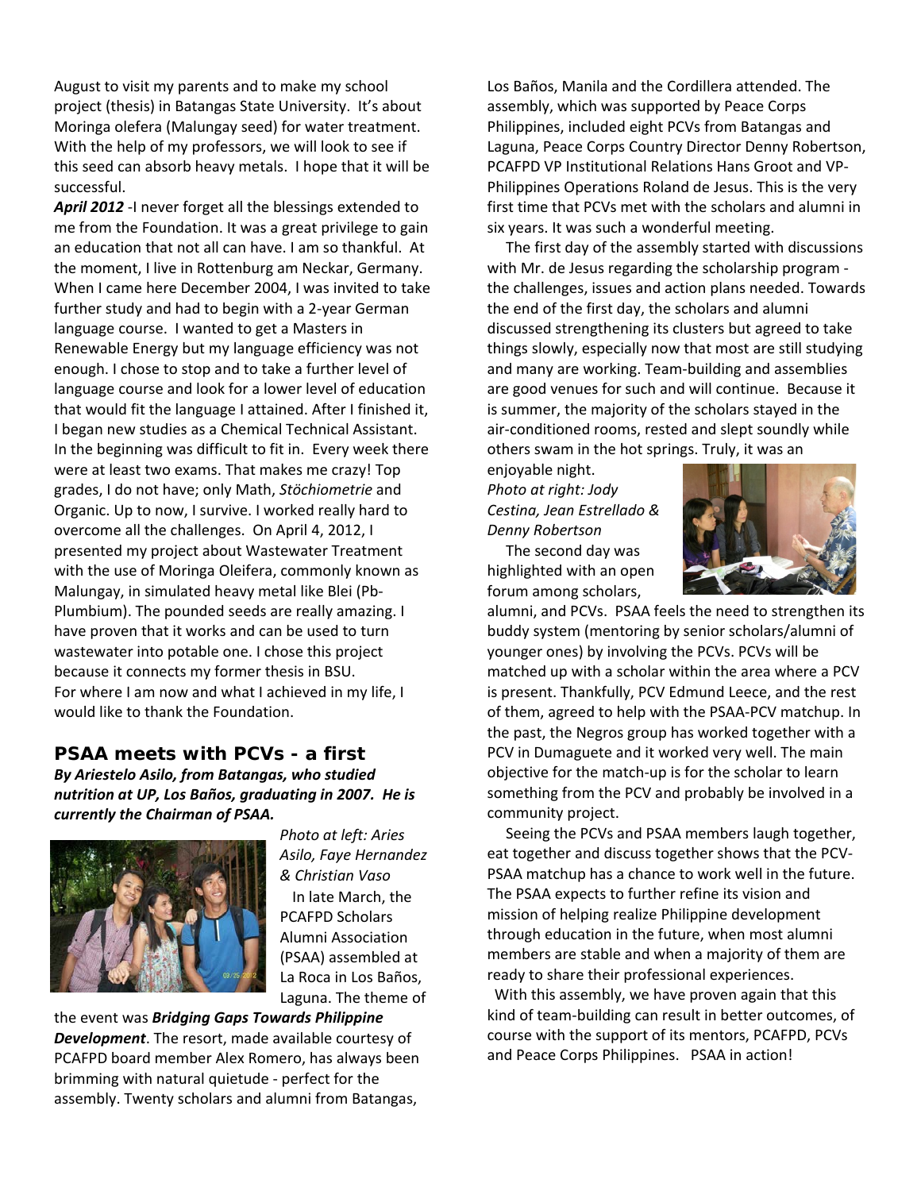August to visit my parents and to make my school project (thesis) in Batangas State University. It's about Moringa olefera (Malungay seed) for water treatment. With the help of my professors, we will look to see if this seed can absorb heavy metals. I hope that it will be successful.

***April 2012*** -I never forget all the blessings extended to me from the Foundation. It was a great privilege to gain an education that not all can have. I am so thankful. At the moment, I live in Rottenburg am Neckar, Germany. When I came here December 2004, I was invited to take further study and had to begin with a 2-year German language course. I wanted to get a Masters in Renewable Energy but my language efficiency was not enough. I chose to stop and to take a further level of language course and look for a lower level of education that would fit the language I attained. After I finished it, I began new studies as a Chemical Technical Assistant. In the beginning was difficult to fit in. Every week there were at least two exams. That makes me crazy! Top grades, I do not have; only Math, *Stöchiometrie* and Organic. Up to now, I survive. I worked really hard to overcome all the challenges. On April 4, 2012, I presented my project about Wastewater Treatment with the use of Moringa Oleifera, commonly known as Malungay, in simulated heavy metal like Blei (Pb-Plumbium). The pounded seeds are really amazing. I have proven that it works and can be used to turn wastewater into potable one. I chose this project because it connects my former thesis in BSU. For where I am now and what I achieved in my life, I would like to thank the Foundation.

## PSAA meets with PCVs - a first

***By Ariestelo Asilo, from Batangas, who studied nutrition at UP, Los Baños, graduating in 2007. He is currently the Chairman of PSAA.***

*Photo at left: Aries Asilo, Faye Hernandez & Christian Vaso*

In late March, the PCAFPD Scholars Alumni Association (PSAA) assembled at La Roca in Los Baños, Laguna. The theme of the event was ***Bridging Gaps Towards Philippine Development***. The resort, made available courtesy of PCAFPD board member Alex Romero, has always been brimming with natural quietude - perfect for the assembly. Twenty scholars and alumni from Batangas, Los Baños, Manila and the Cordillera attended. The assembly, which was supported by Peace Corps Philippines, included eight PCVs from Batangas and Laguna, Peace Corps Country Director Denny Robertson, PCAFPD VP Institutional Relations Hans Groot and VP-Philippines Operations Roland de Jesus. This is the very first time that PCVs met with the scholars and alumni in six years. It was such a wonderful meeting.

The first day of the assembly started with discussions with Mr. de Jesus regarding the scholarship program - the challenges, issues and action plans needed. Towards the end of the first day, the scholars and alumni discussed strengthening its clusters but agreed to take things slowly, especially now that most are still studying and many are working. Team-building and assemblies are good venues for such and will continue. Because it is summer, the majority of the scholars stayed in the air-conditioned rooms, rested and slept soundly while others swam in the hot springs. Truly, it was an enjoyable night.

*Photo at right: Jody Cestina, Jean Estrellado & Denny Robertson*

The second day was highlighted with an open forum among scholars, alumni, and PCVs. PSAA feels the need to strengthen its buddy system (mentoring by senior scholars/alumni of younger ones) by involving the PCVs. PCVs will be matched up with a scholar within the area where a PCV is present. Thankfully, PCV Edmund Leece, and the rest of them, agreed to help with the PSAA-PCV matchup. In the past, the Negros group has worked together with a PCV in Dumaguete and it worked very well. The main objective for the match-up is for the scholar to learn something from the PCV and probably be involved in a community project.

Seeing the PCVs and PSAA members laugh together, eat together and discuss together shows that the PCV-PSAA matchup has a chance to work well in the future. The PSAA expects to further refine its vision and mission of helping realize Philippine development through education in the future, when most alumni members are stable and when a majority of them are ready to share their professional experiences.

With this assembly, we have proven again that this kind of team-building can result in better outcomes, of course with the support of its mentors, PCAFPD, PCVs and Peace Corps Philippines. PSAA in action!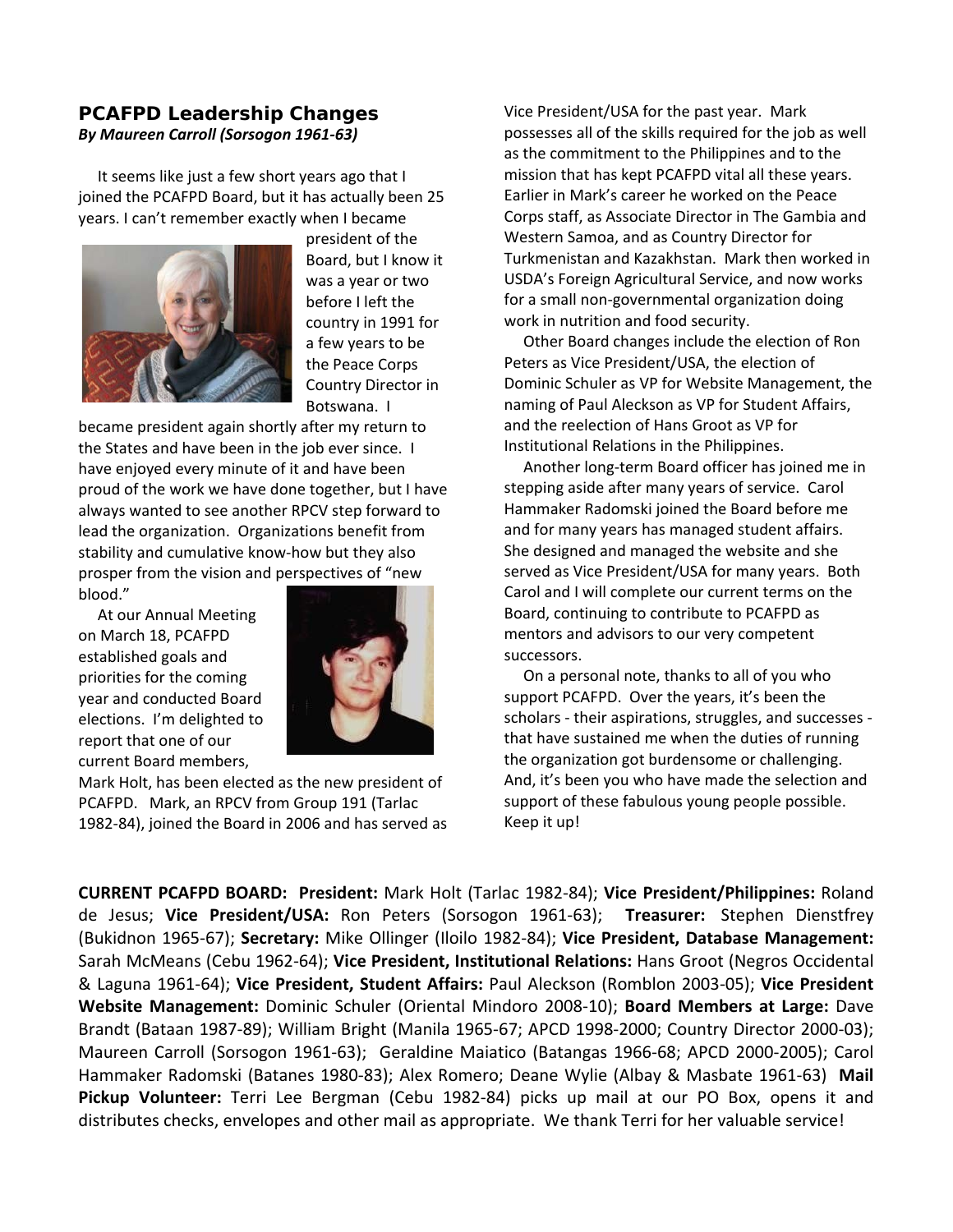## PCAFPD Leadership Changes

***By Maureen Carroll (Sorsogon 1961-63)***

It seems like just a few short years ago that I joined the PCAFPD Board, but it has actually been 25 years. I can't remember exactly when I became president of the Board, but I know it was a year or two before I left the country in 1991 for a few years to be the Peace Corps Country Director in Botswana. I became president again shortly after my return to the States and have been in the job ever since. I have enjoyed every minute of it and have been proud of the work we have done together, but I have always wanted to see another RPCV step forward to lead the organization. Organizations benefit from stability and cumulative know-how but they also prosper from the vision and perspectives of "new blood."

At our Annual Meeting on March 18, PCAFPD established goals and priorities for the coming year and conducted Board elections. I'm delighted to report that one of our current Board members, Mark Holt, has been elected as the new president of PCAFPD. Mark, an RPCV from Group 191 (Tarlac 1982-84), joined the Board in 2006 and has served as Vice President/USA for the past year. Mark possesses all of the skills required for the job as well as the commitment to the Philippines and to the mission that has kept PCAFPD vital all these years. Earlier in Mark's career he worked on the Peace Corps staff, as Associate Director in The Gambia and Western Samoa, and as Country Director for Turkmenistan and Kazakhstan. Mark then worked in USDA's Foreign Agricultural Service, and now works for a small non-governmental organization doing work in nutrition and food security.

Other Board changes include the election of Ron Peters as Vice President/USA, the election of Dominic Schuler as VP for Website Management, the naming of Paul Aleckson as VP for Student Affairs, and the reelection of Hans Groot as VP for Institutional Relations in the Philippines.

Another long-term Board officer has joined me in stepping aside after many years of service. Carol Hammaker Radomski joined the Board before me and for many years has managed student affairs. She designed and managed the website and she served as Vice President/USA for many years. Both Carol and I will complete our current terms on the Board, continuing to contribute to PCAFPD as mentors and advisors to our very competent successors.

On a personal note, thanks to all of you who support PCAFPD. Over the years, it's been the scholars - their aspirations, struggles, and successes - that have sustained me when the duties of running the organization got burdensome or challenging. And, it's been you who have made the selection and support of these fabulous young people possible. Keep it up!

**CURRENT PCAFPD BOARD: President:** Mark Holt (Tarlac 1982-84); **Vice President/Philippines:** Roland de Jesus; **Vice President/USA:** Ron Peters (Sorsogon 1961-63); **Treasurer:** Stephen Dienstfrey (Bukidnon 1965-67); **Secretary:** Mike Ollinger (Iloilo 1982-84); **Vice President, Database Management:** Sarah McMeans (Cebu 1962-64); **Vice President, Institutional Relations:** Hans Groot (Negros Occidental & Laguna 1961-64); **Vice President, Student Affairs:** Paul Aleckson (Romblon 2003-05); **Vice President Website Management:** Dominic Schuler (Oriental Mindoro 2008-10); **Board Members at Large:** Dave Brandt (Bataan 1987-89); William Bright (Manila 1965-67; APCD 1998-2000; Country Director 2000-03); Maureen Carroll (Sorsogon 1961-63); Geraldine Maiatico (Batangas 1966-68; APCD 2000-2005); Carol Hammaker Radomski (Batanes 1980-83); Alex Romero; Deane Wylie (Albay & Masbate 1961-63) **Mail Pickup Volunteer:** Terri Lee Bergman (Cebu 1982-84) picks up mail at our PO Box, opens it and distributes checks, envelopes and other mail as appropriate. We thank Terri for her valuable service!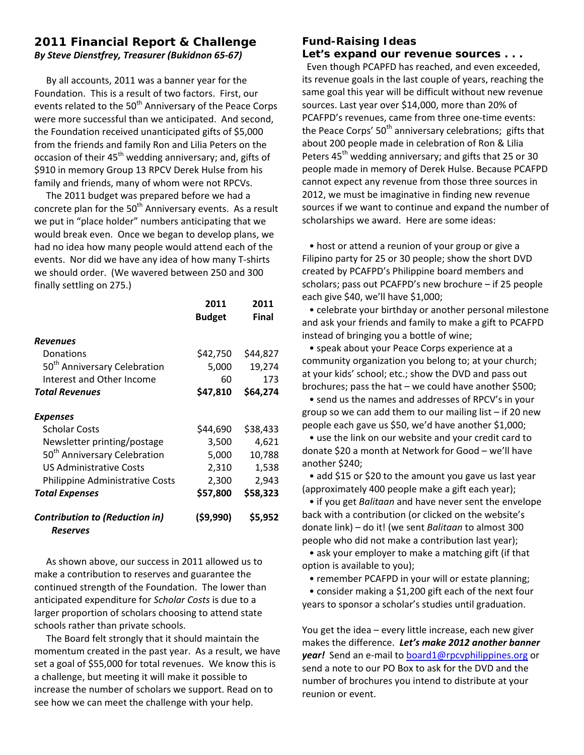## 2011 Financial Report & Challenge

***By Steve Dienstfrey, Treasurer (Bukidnon 65-67)***

By all accounts, 2011 was a banner year for the Foundation. This is a result of two factors. First, our events related to the 50th Anniversary of the Peace Corps were more successful than we anticipated. And second, the Foundation received unanticipated gifts of $5,000 from the friends and family Ron and Lilia Peters on the occasion of their 45th wedding anniversary; and, gifts of $910 in memory Group 13 RPCV Derek Hulse from his family and friends, many of whom were not RPCVs.

The 2011 budget was prepared before we had a concrete plan for the 50th Anniversary events. As a result we put in "place holder" numbers anticipating that we would break even. Once we began to develop plans, we had no idea how many people would attend each of the events. Nor did we have any idea of how many T-shirts we should order. (We wavered between 250 and 300 finally settling on 275.)

| | 2011 Budget | 2011 Final |
|---|---|---|
| ***Revenues*** | | |
| Donations | $42,750 | $44,827 |
| 50th Anniversary Celebration | 5,000 | 19,274 |
| Interest and Other Income | 60 | 173 |
| ***Total Revenues*** | **$47,810** | **$64,274** |
| ***Expenses*** | | |
| Scholar Costs | $44,690 | $38,433 |
| Newsletter printing/postage | 3,500 | 4,621 |
| 50th Anniversary Celebration | 5,000 | 10,788 |
| US Administrative Costs | 2,310 | 1,538 |
| Philippine Administrative Costs | 2,300 | 2,943 |
| ***Total Expenses*** | **$57,800** | **$58,323** |
| ***Contribution to (Reduction in) Reserves*** | **($9,990)** | **$5,952** |

As shown above, our success in 2011 allowed us to make a contribution to reserves and guarantee the continued strength of the Foundation. The lower than anticipated expenditure for *Scholar Costs* is due to a larger proportion of scholars choosing to attend state schools rather than private schools.

The Board felt strongly that it should maintain the momentum created in the past year. As a result, we have set a goal of $55,000 for total revenues. We know this is a challenge, but meeting it will make it possible to increase the number of scholars we support. Read on to see how we can meet the challenge with your help.

## Fund-Raising Ideas

### Let's expand our revenue sources . . .

Even though PCAPFD has reached, and even exceeded, its revenue goals in the last couple of years, reaching the same goal this year will be difficult without new revenue sources. Last year over $14,000, more than 20% of PCAFPD's revenues, came from three one-time events: the Peace Corps' 50th anniversary celebrations; gifts that about 200 people made in celebration of Ron & Lilia Peters 45th wedding anniversary; and gifts that 25 or 30 people made in memory of Derek Hulse. Because PCAFPD cannot expect any revenue from those three sources in 2012, we must be imaginative in finding new revenue sources if we want to continue and expand the number of scholarships we award. Here are some ideas:

- host or attend a reunion of your group or give a Filipino party for 25 or 30 people; show the short DVD created by PCAFPD's Philippine board members and scholars; pass out PCAFPD's new brochure – if 25 people each give $40, we'll have $1,000;
- celebrate your birthday or another personal milestone and ask your friends and family to make a gift to PCAFPD instead of bringing you a bottle of wine;
- speak about your Peace Corps experience at a community organization you belong to; at your church; at your kids' school; etc.; show the DVD and pass out brochures; pass the hat – we could have another $500;
- send us the names and addresses of RPCV's in your group so we can add them to our mailing list – if 20 new people each gave us $50, we'd have another $1,000;
- use the link on our website and your credit card to donate $20 a month at Network for Good – we'll have another $240;
- add $15 or $20 to the amount you gave us last year (approximately 400 people make a gift each year);
- if you get *Balitaan* and have never sent the envelope back with a contribution (or clicked on the website's donate link) – do it! (we sent *Balitaan* to almost 300 people who did not make a contribution last year);
- ask your employer to make a matching gift (if that option is available to you);
- remember PCAFPD in your will or estate planning;
- consider making a $1,200 gift each of the next four years to sponsor a scholar's studies until graduation.

You get the idea – every little increase, each new giver makes the difference. ***Let's make 2012 another banner year!*** Send an e-mail to board1@rpcvphilippines.org or send a note to our PO Box to ask for the DVD and the number of brochures you intend to distribute at your reunion or event.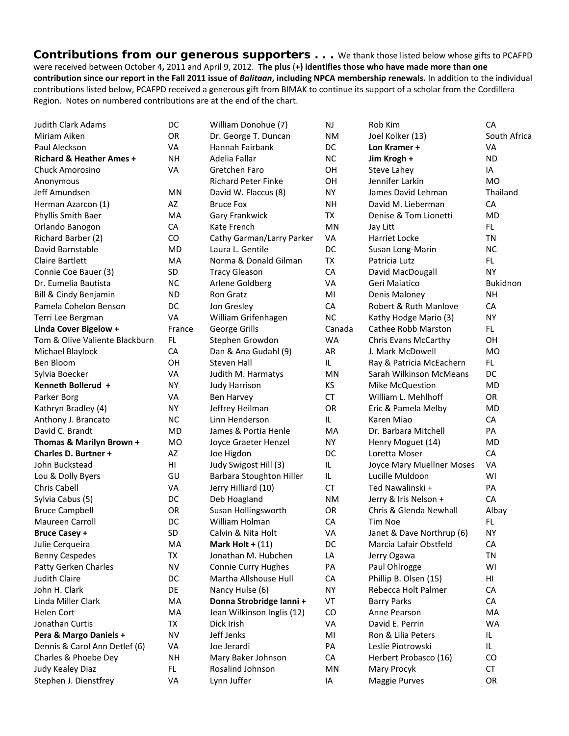**Contributions from our generous supporters . . .** We thank those listed below whose gifts to PCAFPD were received between October 4, 2011 and April 9, 2012. **The plus (+) identifies those who have made more than one contribution since our report in the Fall 2011 issue of *Balitaan*, including NPCA membership renewals.** In addition to the individual contributions listed below, PCAFPD received a generous gift from BIMAK to continue its support of a scholar from the Cordillera Region. Notes on numbered contributions are at the end of the chart.

| | | | | | |
|---|---|---|---|---|---|
| Judith Clark Adams | DC | William Donohue (7) | NJ | Rob Kim | CA |
| Miriam Aiken | OR | Dr. George T. Duncan | NM | Joel Kolker (13) | South Africa |
| Paul Aleckson | VA | Hannah Fairbank | DC | **Lon Kramer +** | VA |
| **Richard & Heather Ames +** | NH | Adelia Fallar | NC | **Jim Krogh +** | ND |
| Chuck Amorosino | VA | Gretchen Faro | OH | Steve Lahey | IA |
| Anonymous | | Richard Peter Finke | OH | Jennifer Larkin | MO |
| Jeff Amundsen | MN | David W. Flaccus (8) | NY | James David Lehman | Thailand |
| Herman Azarcon (1) | AZ | Bruce Fox | NH | David M. Lieberman | CA |
| Phyllis Smith Baer | MA | Gary Frankwick | TX | Denise & Tom Lionetti | MD |
| Orlando Banogon | CA | Kate French | MN | Jay Litt | FL |
| Richard Barber (2) | CO | Cathy Garman/Larry Parker | VA | Harriet Locke | TN |
| David Barnstable | MD | Laura L. Gentile | DC | Susan Long-Marin | NC |
| Claire Bartlett | MA | Norma & Donald Gilman | TX | Patricia Lutz | FL |
| Connie Coe Bauer (3) | SD | Tracy Gleason | CA | David MacDougall | NY |
| Dr. Eumelia Bautista | NC | Arlene Goldberg | VA | Geri Maiatico | Bukidnon |
| Bill & Cindy Benjamin | ND | Ron Gratz | MI | Denis Maloney | NH |
| Pamela Cohelon Benson | DC | Jon Gresley | CA | Robert & Ruth Manlove | CA |
| Terri Lee Bergman | VA | William Grifenhagen | NC | Kathy Hodge Mario (3) | NY |
| **Linda Cover Bigelow +** | France | George Grills | Canada | Cathee Robb Marston | FL |
| Tom & Olive Valiente Blackburn | FL | Stephen Growdon | WA | Chris Evans McCarthy | OH |
| Michael Blaylock | CA | Dan & Ana Gudahl (9) | AR | J. Mark McDowell | MO |
| Ben Bloom | OH | Steven Hall | IL | Ray & Patricia McEachern | FL |
| Sylvia Boecker | VA | Judith M. Harmatys | MN | Sarah Wilkinson McMeans | DC |
| **Kenneth Bollerud +** | NY | Judy Harrison | KS | Mike McQuestion | MD |
| Parker Borg | VA | Ben Harvey | CT | William L. Mehlhoff | OR |
| Kathryn Bradley (4) | NY | Jeffrey Heilman | OR | Eric & Pamela Melby | MD |
| Anthony J. Brancato | NC | Linn Henderson | IL | Karen Miao | CA |
| David C. Brandt | MD | James & Portia Henle | MA | Dr. Barbara Mitchell | PA |
| **Thomas & Marilyn Brown +** | MO | Joyce Graeter Henzel | NY | Henry Moguet (14) | MD |
| **Charles D. Burtner +** | AZ | Joe Higdon | DC | Loretta Moser | CA |
| John Buckstead | HI | Judy Swigost Hill (3) | IL | Joyce Mary Muellner Moses | VA |
| Lou & Dolly Byers | GU | Barbara Stoughton Hiller | IL | Lucille Muldoon | WI |
| Chris Cabell | VA | Jerry Hilliard (10) | CT | Ted Nawalinski + | PA |
| Sylvia Cabus (5) | DC | Deb Hoagland | NM | Jerry & Iris Nelson + | CA |
| Bruce Campbell | OR | Susan Hollingsworth | OR | Chris & Glenda Newhall | Albay |
| Maureen Carroll | DC | William Holman | CA | Tim Noe | FL |
| **Bruce Casey +** | SD | Calvin & Nita Holt | VA | Janet & Dave Northrup (6) | NY |
| Julie Cerqueira | MA | **Mark Holt +** (11) | DC | Marcia Lafair Obstfeld | CA |
| Benny Cespedes | TX | Jonathan M. Hubchen | LA | Jerry Ogawa | TN |
| Patty Gerken Charles | NV | Connie Curry Hughes | PA | Paul Ohlrogge | WI |
| Judith Claire | DC | Martha Allshouse Hull | CA | Phillip B. Olsen (15) | HI |
| John H. Clark | DE | Nancy Hulse (6) | NY | Rebecca Holt Palmer | CA |
| Linda Miller Clark | MA | **Donna Strobridge Ianni +** | VT | Barry Parks | CA |
| Helen Cort | MA | Jean Wilkinson Inglis (12) | CO | Anne Pearson | MA |
| Jonathan Curtis | TX | Dick Irish | VA | David E. Perrin | WA |
| **Pera & Margo Daniels +** | NV | Jeff Jenks | MI | Ron & Lilia Peters | IL |
| Dennis & Carol Ann Detlef (6) | VA | Joe Jerardi | PA | Leslie Piotrowski | IL |
| Charles & Phoebe Dey | NH | Mary Baker Johnson | CA | Herbert Probasco (16) | CO |
| Judy Kealey Diaz | FL | Rosalind Johnson | MN | Mary Procyk | CT |
| Stephen J. Dienstfrey | VA | Lynn Juffer | IA | Maggie Purves | OR |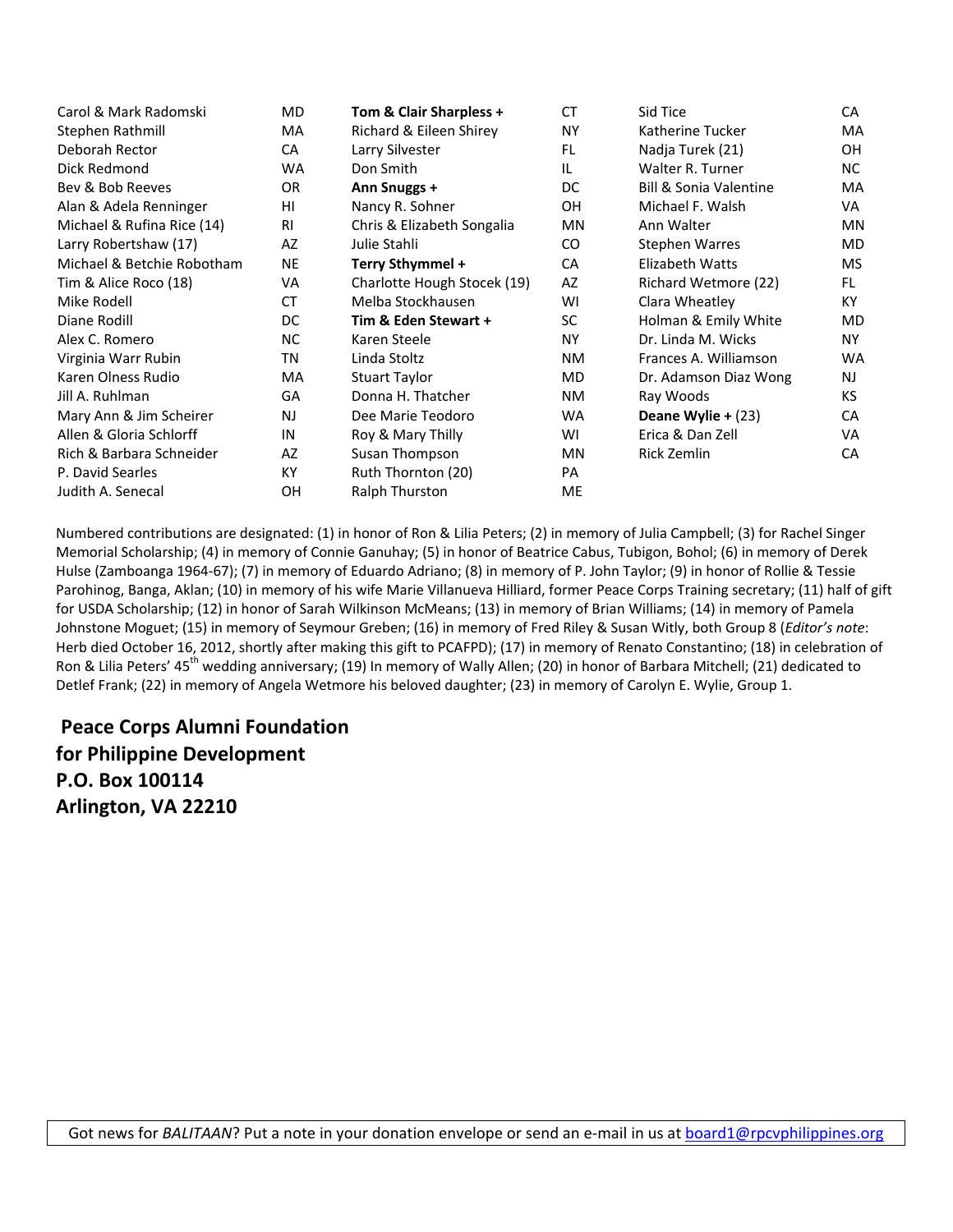| | | | | | |
|---|---|---|---|---|---|
| Carol & Mark Radomski | MD | **Tom & Clair Sharpless +** | CT | Sid Tice | CA |
| Stephen Rathmill | MA | Richard & Eileen Shirey | NY | Katherine Tucker | MA |
| Deborah Rector | CA | Larry Silvester | FL | Nadja Turek (21) | OH |
| Dick Redmond | WA | Don Smith | IL | Walter R. Turner | NC |
| Bev & Bob Reeves | OR | **Ann Snuggs +** | DC | Bill & Sonia Valentine | MA |
| Alan & Adela Renninger | HI | Nancy R. Sohner | OH | Michael F. Walsh | VA |
| Michael & Rufina Rice (14) | RI | Chris & Elizabeth Songalia | MN | Ann Walter | MN |
| Larry Robertshaw (17) | AZ | Julie Stahli | CO | Stephen Warres | MD |
| Michael & Betchie Robotham | NE | **Terry Sthymmel +** | CA | Elizabeth Watts | MS |
| Tim & Alice Roco (18) | VA | Charlotte Hough Stocek (19) | AZ | Richard Wetmore (22) | FL |
| Mike Rodell | CT | Melba Stockhausen | WI | Clara Wheatley | KY |
| Diane Rodill | DC | **Tim & Eden Stewart +** | SC | Holman & Emily White | MD |
| Alex C. Romero | NC | Karen Steele | NY | Dr. Linda M. Wicks | NY |
| Virginia Warr Rubin | TN | Linda Stoltz | NM | Frances A. Williamson | WA |
| Karen Olness Rudio | MA | Stuart Taylor | MD | Dr. Adamson Diaz Wong | NJ |
| Jill A. Ruhlman | GA | Donna H. Thatcher | NM | Ray Woods | KS |
| Mary Ann & Jim Scheirer | NJ | Dee Marie Teodoro | WA | **Deane Wylie +** (23) | CA |
| Allen & Gloria Schlorff | IN | Roy & Mary Thilly | WI | Erica & Dan Zell | VA |
| Rich & Barbara Schneider | AZ | Susan Thompson | MN | Rick Zemlin | CA |
| P. David Searles | KY | Ruth Thornton (20) | PA | | |
| Judith A. Senecal | OH | Ralph Thurston | ME | | |

Numbered contributions are designated: (1) in honor of Ron & Lilia Peters; (2) in memory of Julia Campbell; (3) for Rachel Singer Memorial Scholarship; (4) in memory of Connie Ganuhay; (5) in honor of Beatrice Cabus, Tubigon, Bohol; (6) in memory of Derek Hulse (Zamboanga 1964-67); (7) in memory of Eduardo Adriano; (8) in memory of P. John Taylor; (9) in honor of Rollie & Tessie Parohinog, Banga, Aklan; (10) in memory of his wife Marie Villanueva Hilliard, former Peace Corps Training secretary; (11) half of gift for USDA Scholarship; (12) in honor of Sarah Wilkinson McMeans; (13) in memory of Brian Williams; (14) in memory of Pamela Johnstone Moguet; (15) in memory of Seymour Greben; (16) in memory of Fred Riley & Susan Witly, both Group 8 (*Editor's note*: Herb died October 16, 2012, shortly after making this gift to PCAFPD); (17) in memory of Renato Constantino; (18) in celebration of Ron & Lilia Peters' 45th wedding anniversary; (19) In memory of Wally Allen; (20) in honor of Barbara Mitchell; (21) dedicated to Detlef Frank; (22) in memory of Angela Wetmore his beloved daughter; (23) in memory of Carolyn E. Wylie, Group 1.

**Peace Corps Alumni Foundation**
**for Philippine Development**
**P.O. Box 100114**
**Arlington, VA 22210**

Got news for *BALITAAN*? Put a note in your donation envelope or send an e-mail in us at board1@rpcvphilippines.org